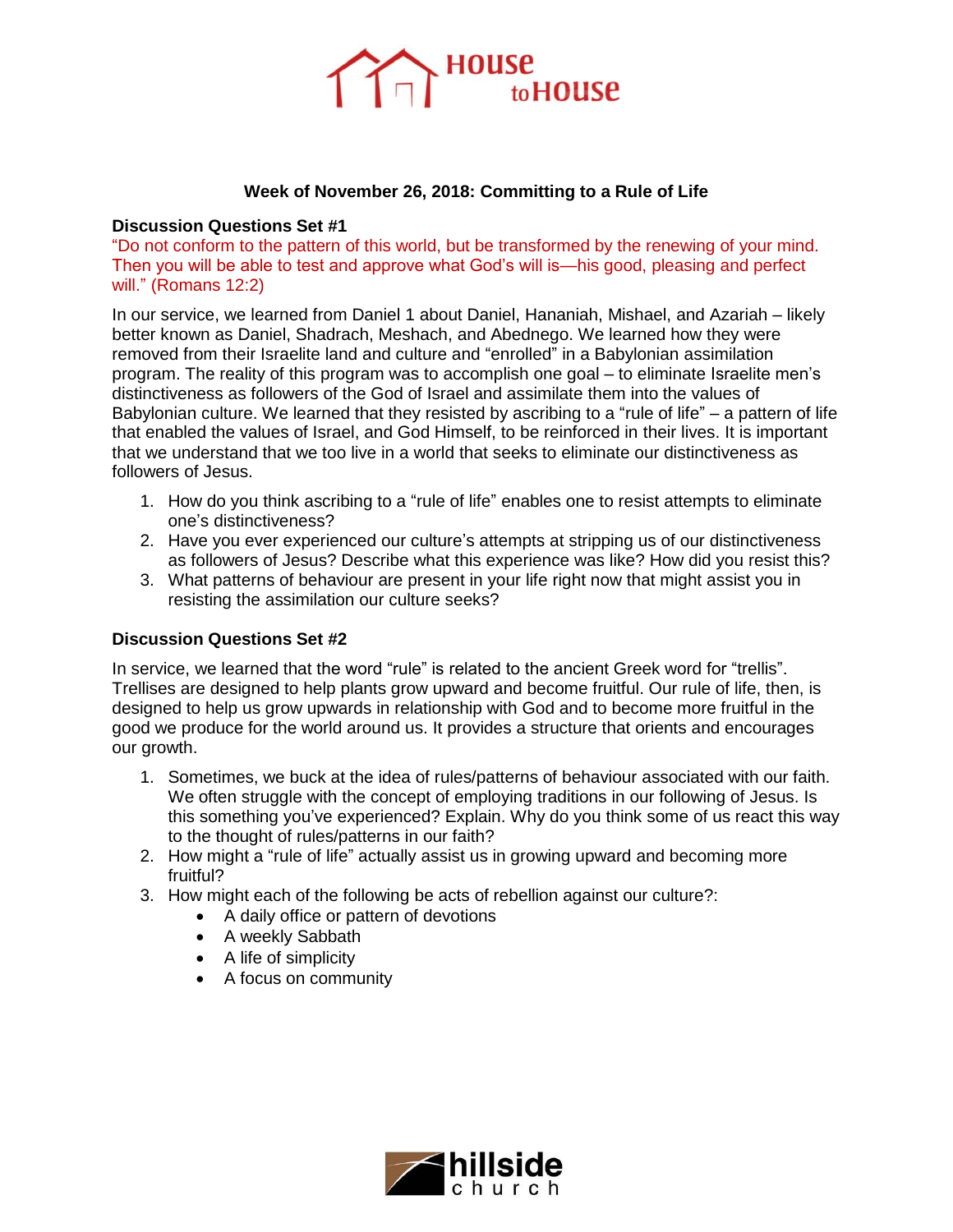**Week of November 26, 2018: Committing to a Rule of Life**

**Discussion Questions Set #1**

"Do not conform to the pattern of this world, but be transformed by the renewing of your mind. Then you will be able to test and approve what God's will is—his good, pleasing and perfect will." (Romans 12:2)

In our service, we learned from Daniel 1 about Daniel, Hananiah, Mishael, and Azariah – likely better known as Daniel, Shadrach, Meshach, and Abednego. We learned how they were removed from their Israelite land and culture and "enrolled" in a Babylonian assimilation program. The reality of this program was to accomplish one goal – to eliminate Israelite men's distinctiveness as followers of the God of Israel and assimilate them into the values of Babylonian culture. We learned that they resisted by ascribing to a "rule of life" – a pattern of life that enabled the values of Israel, and God Himself, to be reinforced in their lives. It is important that we understand that we too live in a world that seeks to eliminate our distinctiveness as followers of Jesus.

1. How do you think ascribing to a "rule of life" enables one to resist attempts to eliminate one's distinctiveness?
2. Have you ever experienced our culture's attempts at stripping us of our distinctiveness as followers of Jesus? Describe what this experience was like? How did you resist this?
3. What patterns of behaviour are present in your life right now that might assist you in resisting the assimilation our culture seeks?

**Discussion Questions Set #2**

In service, we learned that the word "rule" is related to the ancient Greek word for "trellis". Trellises are designed to help plants grow upward and become fruitful. Our rule of life, then, is designed to help us grow upwards in relationship with God and to become more fruitful in the good we produce for the world around us. It provides a structure that orients and encourages our growth.

1. Sometimes, we buck at the idea of rules/patterns of behaviour associated with our faith. We often struggle with the concept of employing traditions in our following of Jesus. Is this something you've experienced? Explain. Why do you think some of us react this way to the thought of rules/patterns in our faith?
2. How might a "rule of life" actually assist us in growing upward and becoming more fruitful?
3. How might each of the following be acts of rebellion against our culture?:
   - A daily office or pattern of devotions
   - A weekly Sabbath
   - A life of simplicity
   - A focus on community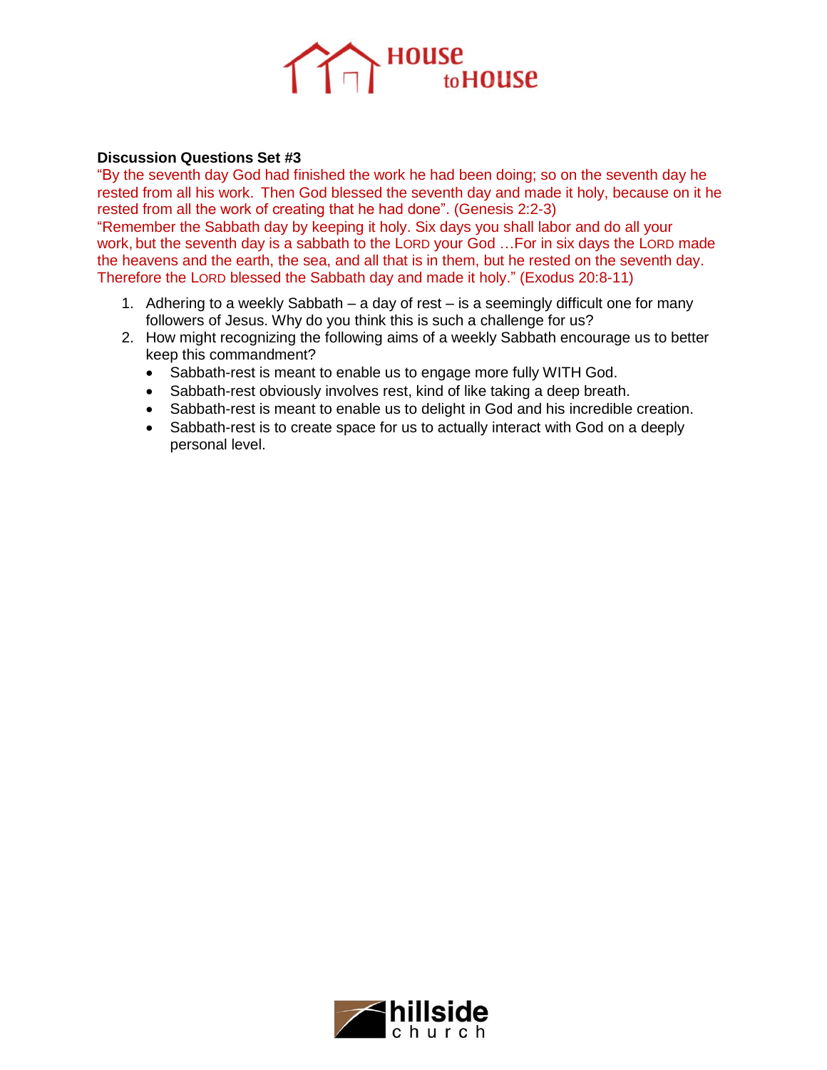**Discussion Questions Set #3**

"By the seventh day God had finished the work he had been doing; so on the seventh day he rested from all his work. Then God blessed the seventh day and made it holy, because on it he rested from all the work of creating that he had done". (Genesis 2:2-3)

"Remember the Sabbath day by keeping it holy. Six days you shall labor and do all your work, but the seventh day is a sabbath to the LORD your God …For in six days the LORD made the heavens and the earth, the sea, and all that is in them, but he rested on the seventh day. Therefore the LORD blessed the Sabbath day and made it holy." (Exodus 20:8-11)

1. Adhering to a weekly Sabbath – a day of rest – is a seemingly difficult one for many followers of Jesus. Why do you think this is such a challenge for us?
2. How might recognizing the following aims of a weekly Sabbath encourage us to better keep this commandment?
   - Sabbath-rest is meant to enable us to engage more fully WITH God.
   - Sabbath-rest obviously involves rest, kind of like taking a deep breath.
   - Sabbath-rest is meant to enable us to delight in God and his incredible creation.
   - Sabbath-rest is to create space for us to actually interact with God on a deeply personal level.